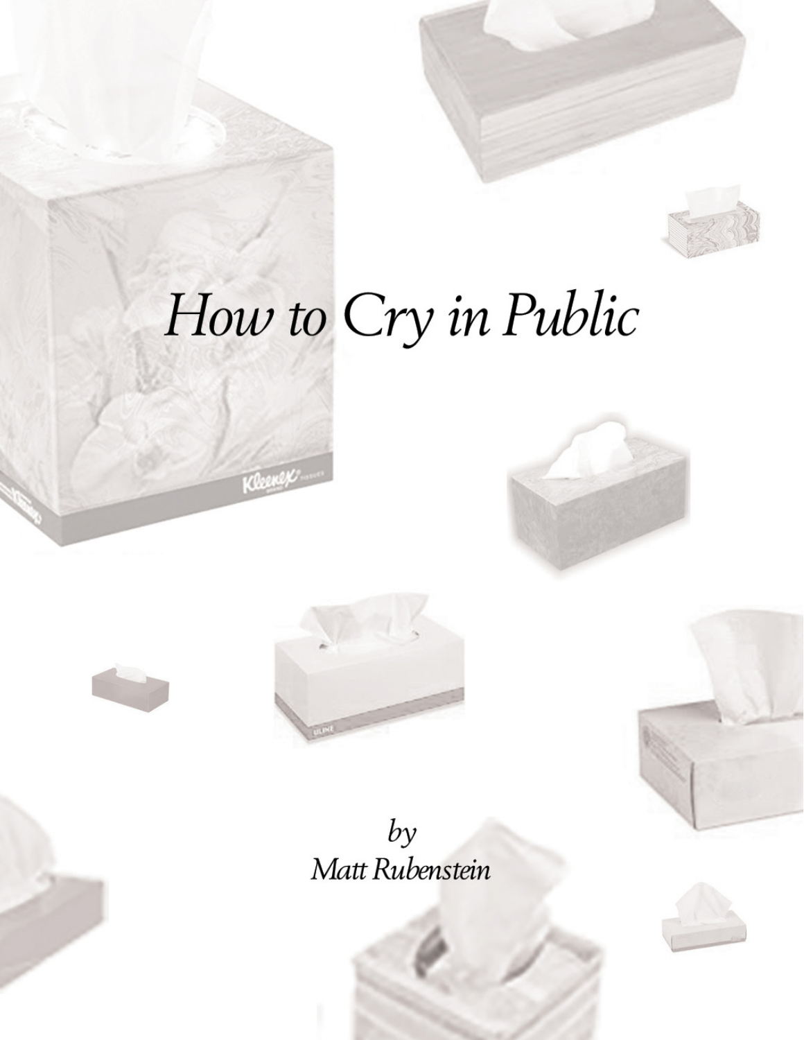# *How to Cry in Public*

*by*
*Matt Rubenstein*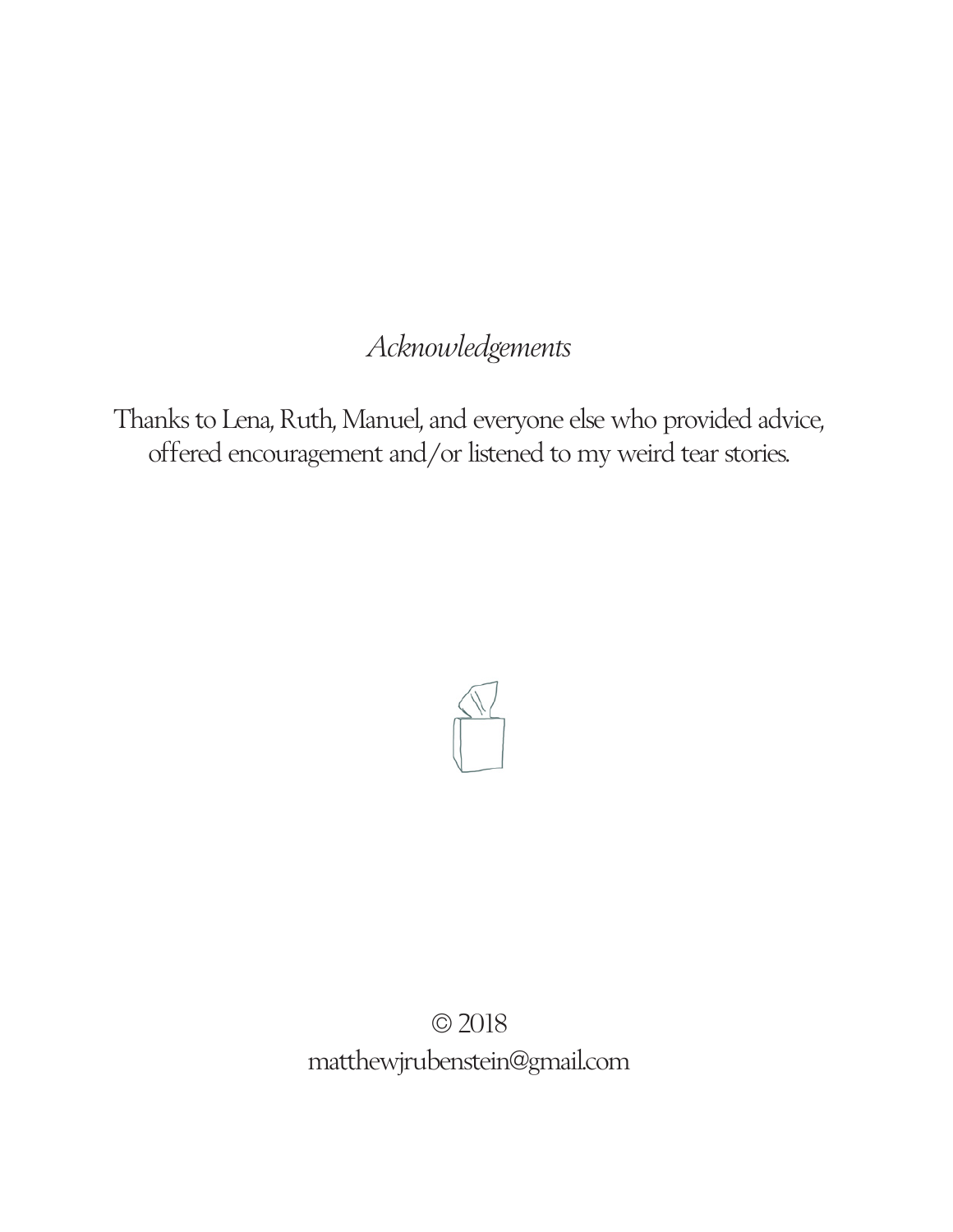*Acknowledgements*

Thanks to Lena, Ruth, Manuel, and everyone else who provided advice, offered encouragement and/or listened to my weird tear stories.

© 2018
matthewjrubenstein@gmail.com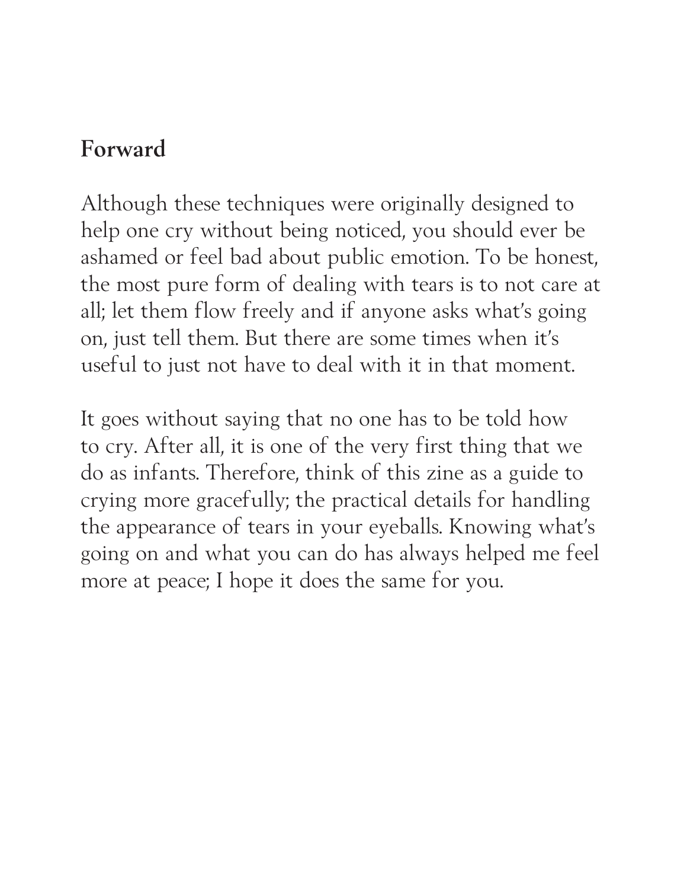## Forward

Although these techniques were originally designed to help one cry without being noticed, you should ever be ashamed or feel bad about public emotion. To be honest, the most pure form of dealing with tears is to not care at all; let them flow freely and if anyone asks what's going on, just tell them. But there are some times when it's useful to just not have to deal with it in that moment.

It goes without saying that no one has to be told how to cry. After all, it is one of the very first thing that we do as infants. Therefore, think of this zine as a guide to crying more gracefully; the practical details for handling the appearance of tears in your eyeballs. Knowing what's going on and what you can do has always helped me feel more at peace; I hope it does the same for you.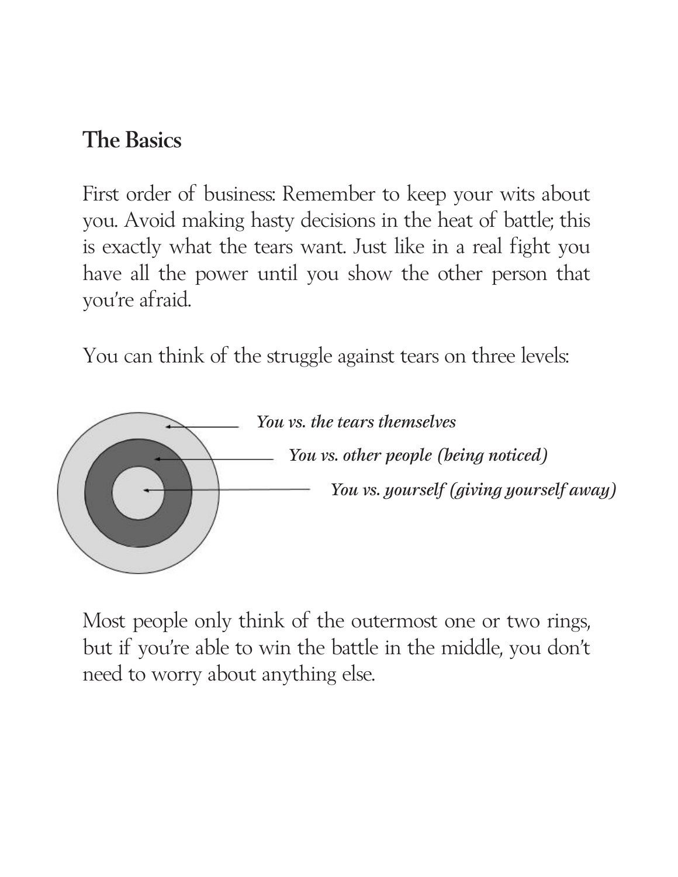## The Basics

First order of business: Remember to keep your wits about you. Avoid making hasty decisions in the heat of battle; this is exactly what the tears want. Just like in a real fight you have all the power until you show the other person that you're afraid.

You can think of the struggle against tears on three levels:

*You vs. the tears themselves*

*You vs. other people (being noticed)*

*You vs. yourself (giving yourself away)*

Most people only think of the outermost one or two rings, but if you're able to win the battle in the middle, you don't need to worry about anything else.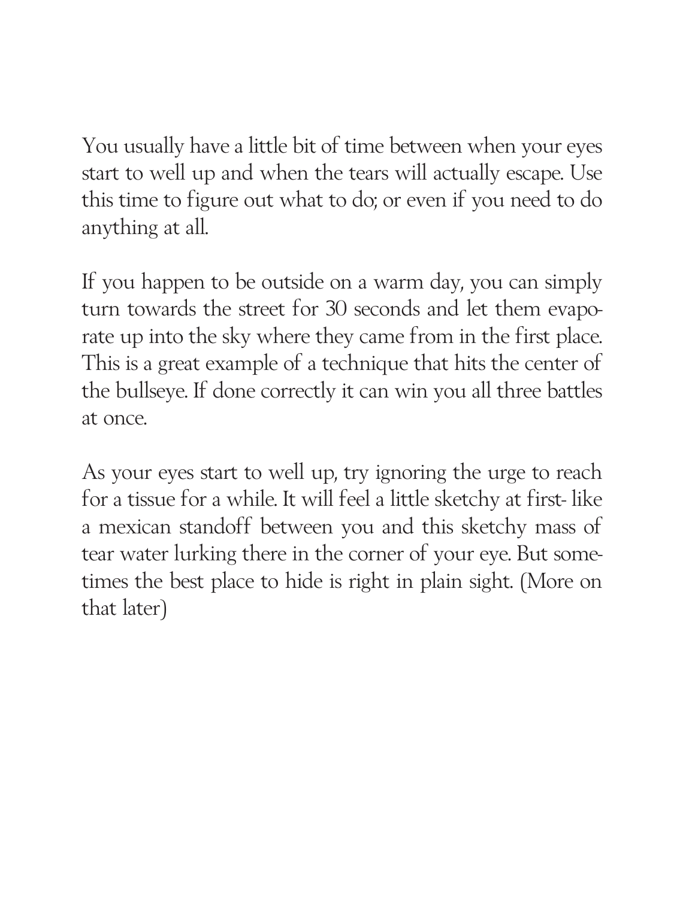You usually have a little bit of time between when your eyes start to well up and when the tears will actually escape. Use this time to figure out what to do; or even if you need to do anything at all.

If you happen to be outside on a warm day, you can simply turn towards the street for 30 seconds and let them evaporate up into the sky where they came from in the first place. This is a great example of a technique that hits the center of the bullseye. If done correctly it can win you all three battles at once.

As your eyes start to well up, try ignoring the urge to reach for a tissue for a while. It will feel a little sketchy at first- like a mexican standoff between you and this sketchy mass of tear water lurking there in the corner of your eye. But sometimes the best place to hide is right in plain sight. (More on that later)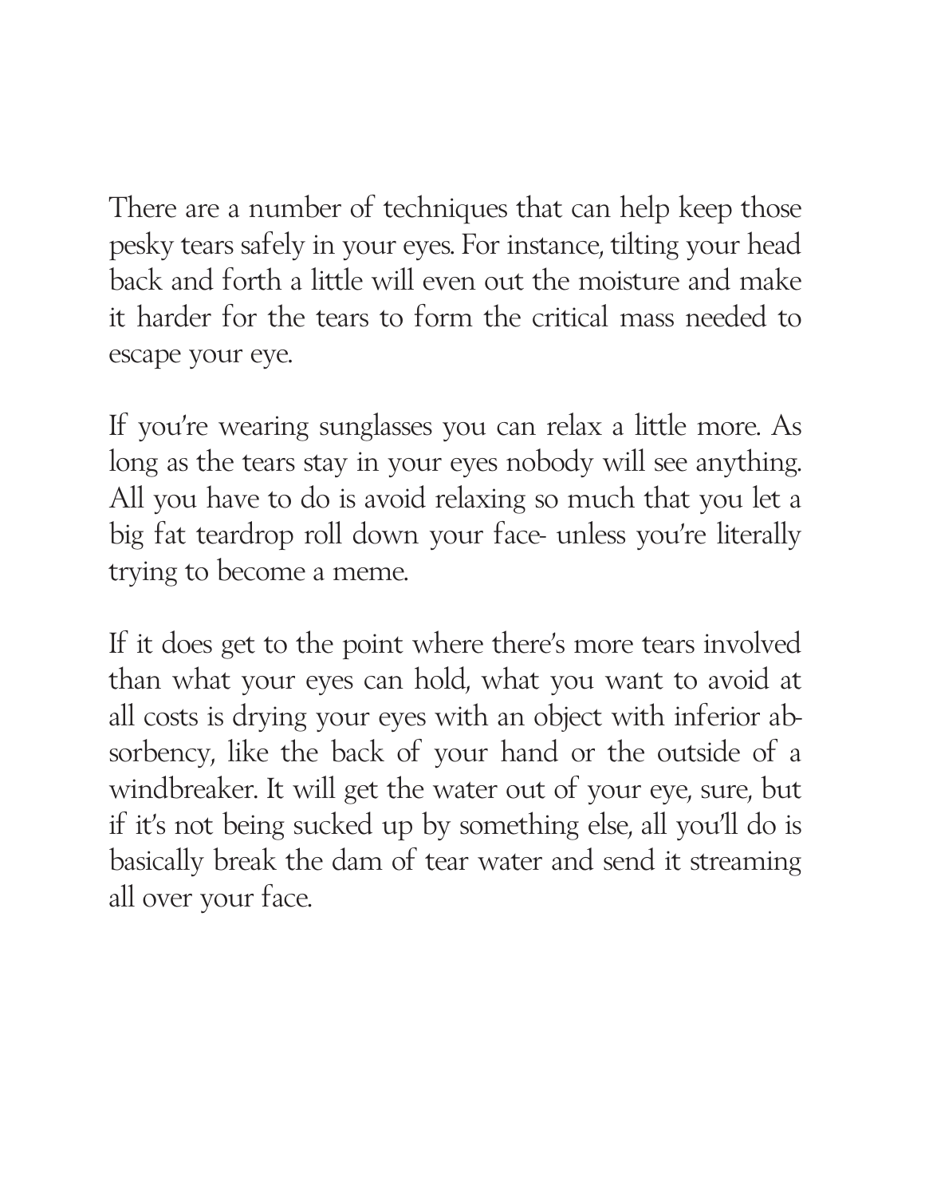There are a number of techniques that can help keep those pesky tears safely in your eyes. For instance, tilting your head back and forth a little will even out the moisture and make it harder for the tears to form the critical mass needed to escape your eye.

If you're wearing sunglasses you can relax a little more. As long as the tears stay in your eyes nobody will see anything. All you have to do is avoid relaxing so much that you let a big fat teardrop roll down your face- unless you're literally trying to become a meme.

If it does get to the point where there's more tears involved than what your eyes can hold, what you want to avoid at all costs is drying your eyes with an object with inferior absorbency, like the back of your hand or the outside of a windbreaker. It will get the water out of your eye, sure, but if it's not being sucked up by something else, all you'll do is basically break the dam of tear water and send it streaming all over your face.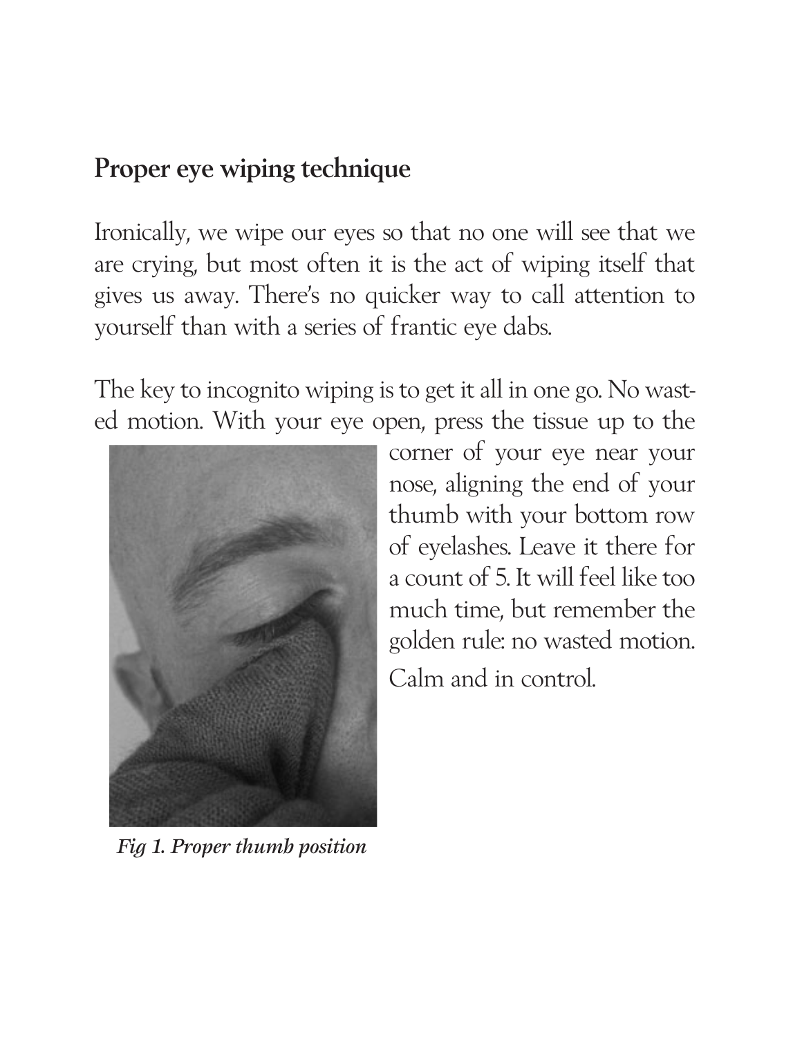## Proper eye wiping technique

Ironically, we wipe our eyes so that no one will see that we are crying, but most often it is the act of wiping itself that gives us away. There's no quicker way to call attention to yourself than with a series of frantic eye dabs.

The key to incognito wiping is to get it all in one go. No wasted motion. With your eye open, press the tissue up to the corner of your eye near your nose, aligning the end of your thumb with your bottom row of eyelashes. Leave it there for a count of 5. It will feel like too much time, but remember the golden rule: no wasted motion. Calm and in control.

*Fig 1. Proper thumb position*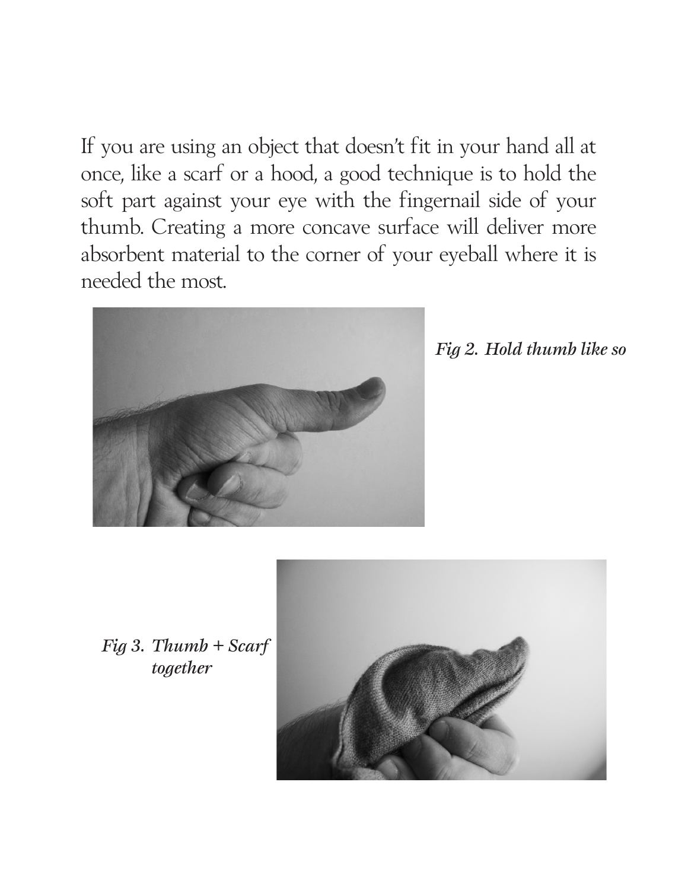If you are using an object that doesn't fit in your hand all at once, like a scarf or a hood, a good technique is to hold the soft part against your eye with the fingernail side of your thumb. Creating a more concave surface will deliver more absorbent material to the corner of your eyeball where it is needed the most.

*Fig 2. Hold thumb like so*

*Fig 3. Thumb + Scarf together*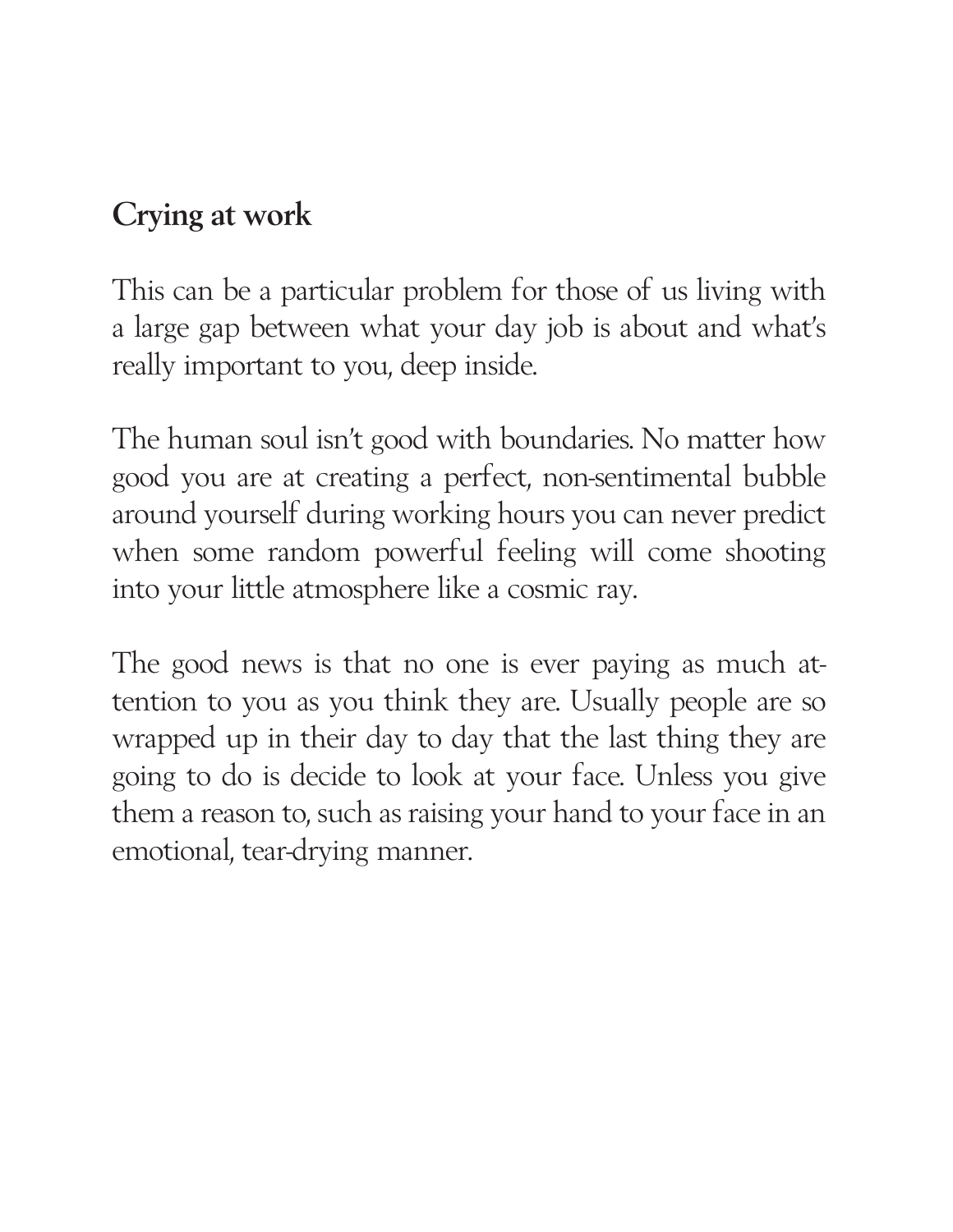## Crying at work

This can be a particular problem for those of us living with a large gap between what your day job is about and what's really important to you, deep inside.

The human soul isn't good with boundaries. No matter how good you are at creating a perfect, non-sentimental bubble around yourself during working hours you can never predict when some random powerful feeling will come shooting into your little atmosphere like a cosmic ray.

The good news is that no one is ever paying as much attention to you as you think they are. Usually people are so wrapped up in their day to day that the last thing they are going to do is decide to look at your face. Unless you give them a reason to, such as raising your hand to your face in an emotional, tear-drying manner.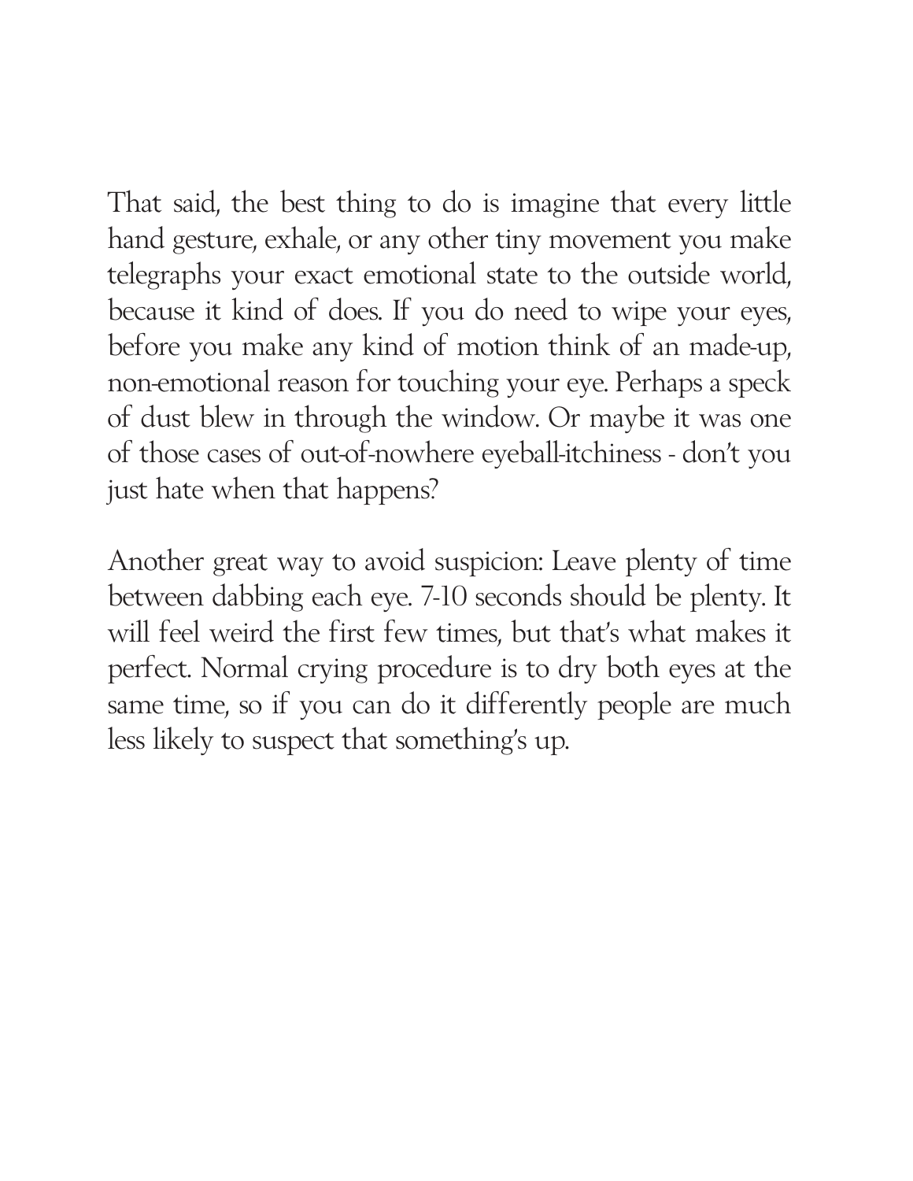That said, the best thing to do is imagine that every little hand gesture, exhale, or any other tiny movement you make telegraphs your exact emotional state to the outside world, because it kind of does. If you do need to wipe your eyes, before you make any kind of motion think of an made-up, non-emotional reason for touching your eye. Perhaps a speck of dust blew in through the window. Or maybe it was one of those cases of out-of-nowhere eyeball-itchiness - don't you just hate when that happens?

Another great way to avoid suspicion: Leave plenty of time between dabbing each eye. 7-10 seconds should be plenty. It will feel weird the first few times, but that's what makes it perfect. Normal crying procedure is to dry both eyes at the same time, so if you can do it differently people are much less likely to suspect that something's up.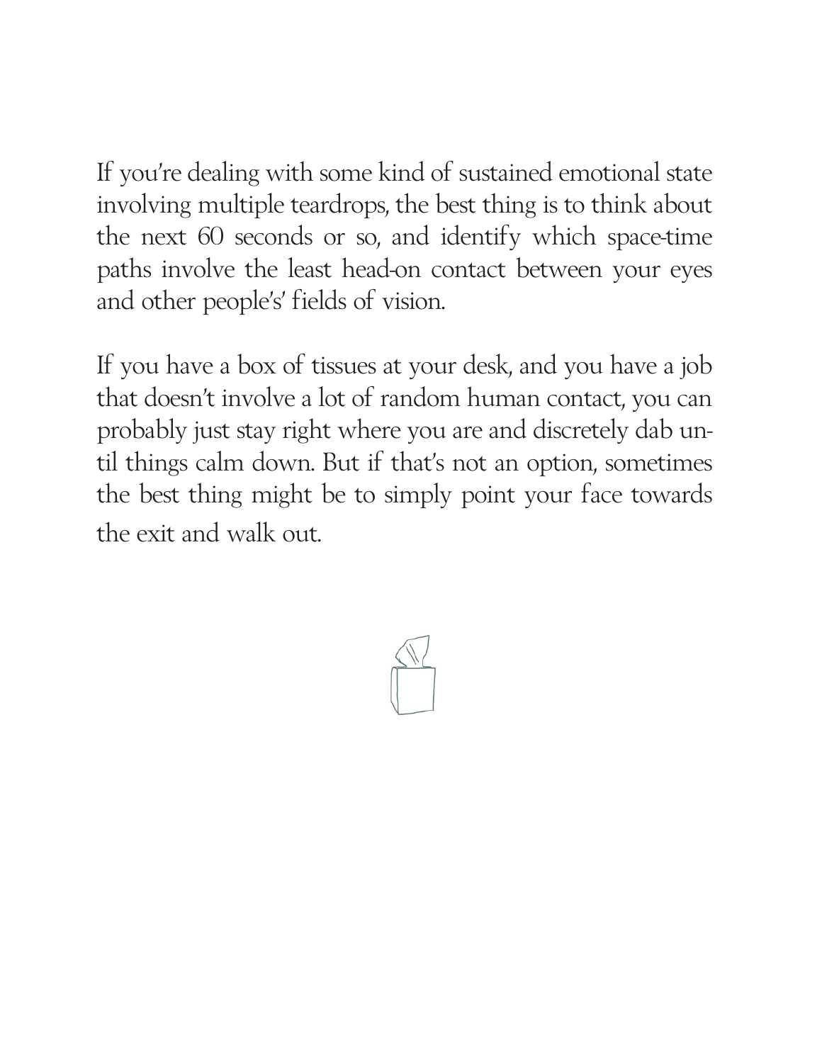If you're dealing with some kind of sustained emotional state involving multiple teardrops, the best thing is to think about the next 60 seconds or so, and identify which space-time paths involve the least head-on contact between your eyes and other people's' fields of vision.

If you have a box of tissues at your desk, and you have a job that doesn't involve a lot of random human contact, you can probably just stay right where you are and discretely dab until things calm down. But if that's not an option, sometimes the best thing might be to simply point your face towards the exit and walk out.